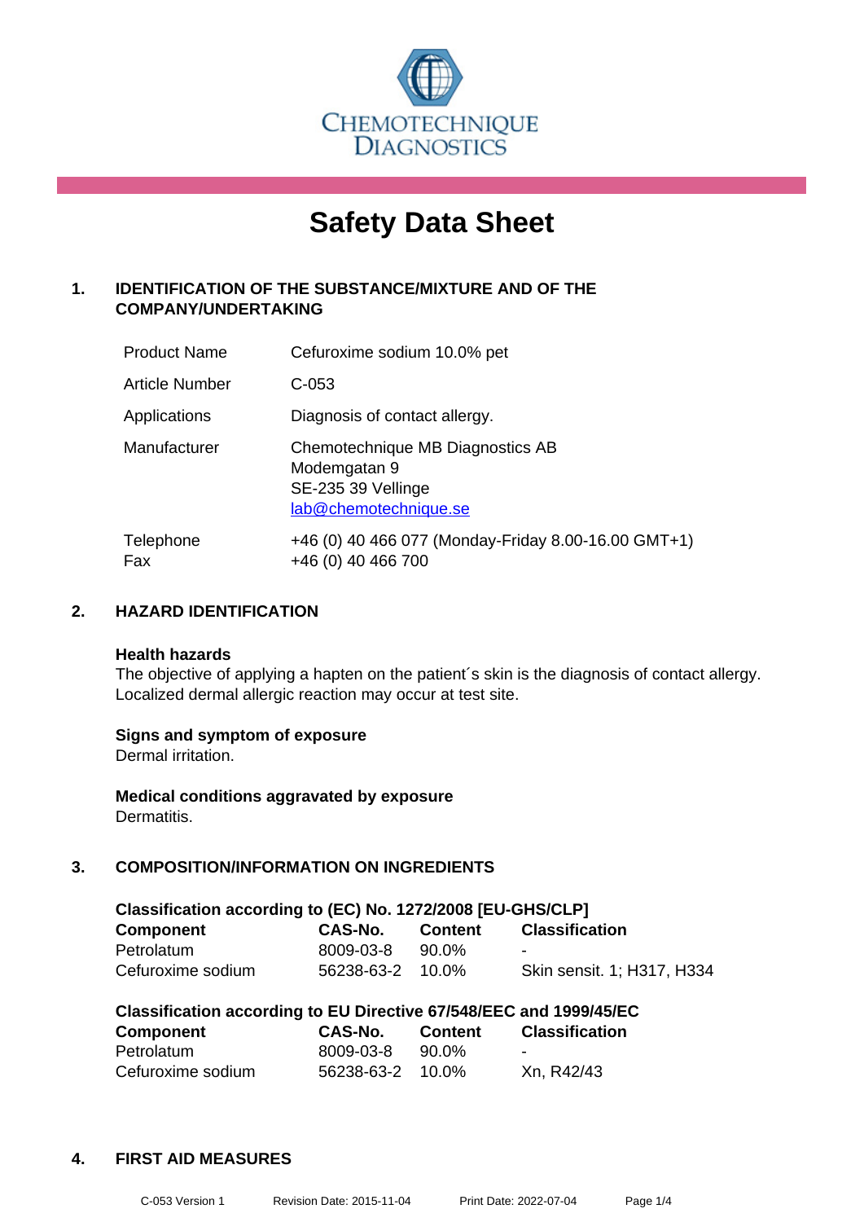CHEMOTECHNIQUE DIAGNOSTICS

# Safety Data Sheet

## 1. IDENTIFICATION OF THE SUBSTANCE/MIXTURE AND OF THE COMPANY/UNDERTAKING

| | |
|---|---|
| Product Name | Cefuroxime sodium 10.0% pet |
| Article Number | C-053 |
| Applications | Diagnosis of contact allergy. |
| Manufacturer | Chemotechnique MB Diagnostics AB<br>Modemgatan 9<br>SE-235 39 Vellinge<br>lab@chemotechnique.se |
| Telephone<br>Fax | +46 (0) 40 466 077 (Monday-Friday 8.00-16.00 GMT+1)<br>+46 (0) 40 466 700 |

## 2. HAZARD IDENTIFICATION

**Health hazards**
The objective of applying a hapten on the patient´s skin is the diagnosis of contact allergy. Localized dermal allergic reaction may occur at test site.

**Signs and symptom of exposure**
Dermal irritation.

**Medical conditions aggravated by exposure**
Dermatitis.

## 3. COMPOSITION/INFORMATION ON INGREDIENTS

**Classification according to (EC) No. 1272/2008 [EU-GHS/CLP]**

| Component | CAS-No. | Content | Classification |
|---|---|---|---|
| Petrolatum | 8009-03-8 | 90.0% | - |
| Cefuroxime sodium | 56238-63-2 | 10.0% | Skin sensit. 1; H317, H334 |

**Classification according to EU Directive 67/548/EEC and 1999/45/EC**

| Component | CAS-No. | Content | Classification |
|---|---|---|---|
| Petrolatum | 8009-03-8 | 90.0% | - |
| Cefuroxime sodium | 56238-63-2 | 10.0% | Xn, R42/43 |

## 4. FIRST AID MEASURES

C-053 Version 1 Revision Date: 2015-11-04 Print Date: 2022-07-04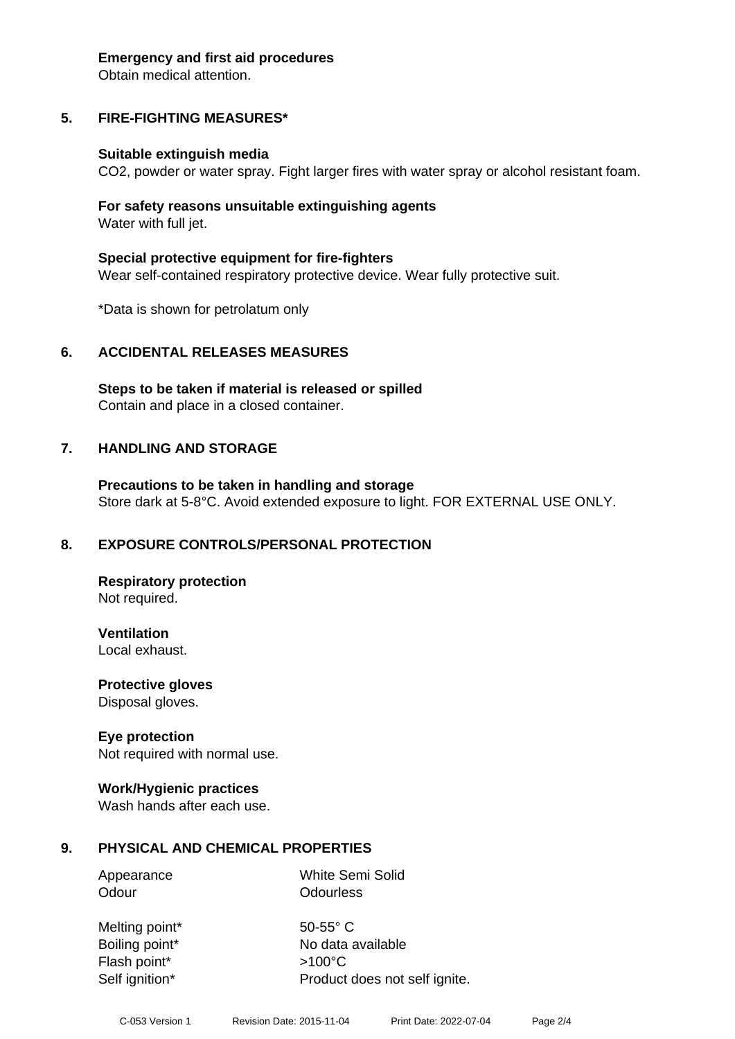**Emergency and first aid procedures**
Obtain medical attention.

## 5. FIRE-FIGHTING MEASURES*

**Suitable extinguish media**
$CO_2$, powder or water spray. Fight larger fires with water spray or alcohol resistant foam.

**For safety reasons unsuitable extinguishing agents**
Water with full jet.

**Special protective equipment for fire-fighters**
Wear self-contained respiratory protective device. Wear fully protective suit.

*Data is shown for petrolatum only

## 6. ACCIDENTAL RELEASES MEASURES

**Steps to be taken if material is released or spilled**
Contain and place in a closed container.

## 7. HANDLING AND STORAGE

**Precautions to be taken in handling and storage**
Store dark at 5-8°C. Avoid extended exposure to light. FOR EXTERNAL USE ONLY.

## 8. EXPOSURE CONTROLS/PERSONAL PROTECTION

**Respiratory protection**
Not required.

**Ventilation**
Local exhaust.

**Protective gloves**
Disposal gloves.

**Eye protection**
Not required with normal use.

**Work/Hygienic practices**
Wash hands after each use.

## 9. PHYSICAL AND CHEMICAL PROPERTIES

| | |
|---|---|
| Appearance | White Semi Solid |
| Odour | Odourless |
| Melting point* | 50-55° C |
| Boiling point* | No data available |
| Flash point* | >100°C |
| Self ignition* | Product does not self ignite. |

C-053 Version 1 Revision Date: 2015-11-04 Print Date: 2022-07-04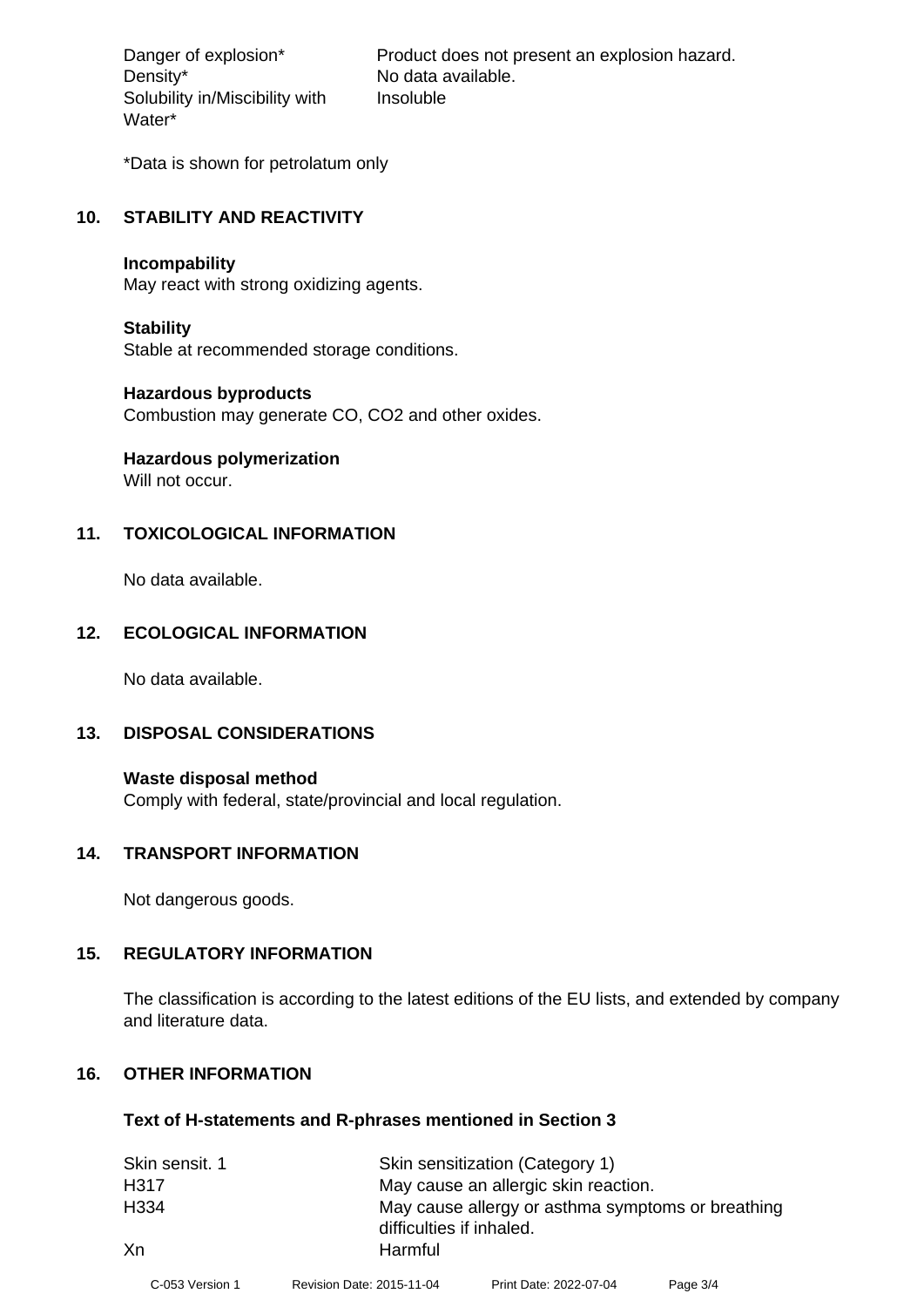| | |
|---|---|
| Danger of explosion* | Product does not present an explosion hazard. |
| Density* | No data available. |
| Solubility in/Miscibility with Water* | Insoluble |

*Data is shown for petrolatum only

## 10. STABILITY AND REACTIVITY

**Incompability**
May react with strong oxidizing agents.

**Stability**
Stable at recommended storage conditions.

**Hazardous byproducts**
Combustion may generate CO, $CO_2$ and other oxides.

**Hazardous polymerization**
Will not occur.

## 11. TOXICOLOGICAL INFORMATION

No data available.

## 12. ECOLOGICAL INFORMATION

No data available.

## 13. DISPOSAL CONSIDERATIONS

**Waste disposal method**
Comply with federal, state/provincial and local regulation.

## 14. TRANSPORT INFORMATION

Not dangerous goods.

## 15. REGULATORY INFORMATION

The classification is according to the latest editions of the EU lists, and extended by company and literature data.

## 16. OTHER INFORMATION

**Text of H-statements and R-phrases mentioned in Section 3**

| | |
|---|---|
| Skin sensit. 1 | Skin sensitization (Category 1) |
| H317 | May cause an allergic skin reaction. |
| H334 | May cause allergy or asthma symptoms or breathing difficulties if inhaled. |
| Xn | Harmful |

C-053 Version 1 Revision Date: 2015-11-04 Print Date: 2022-07-04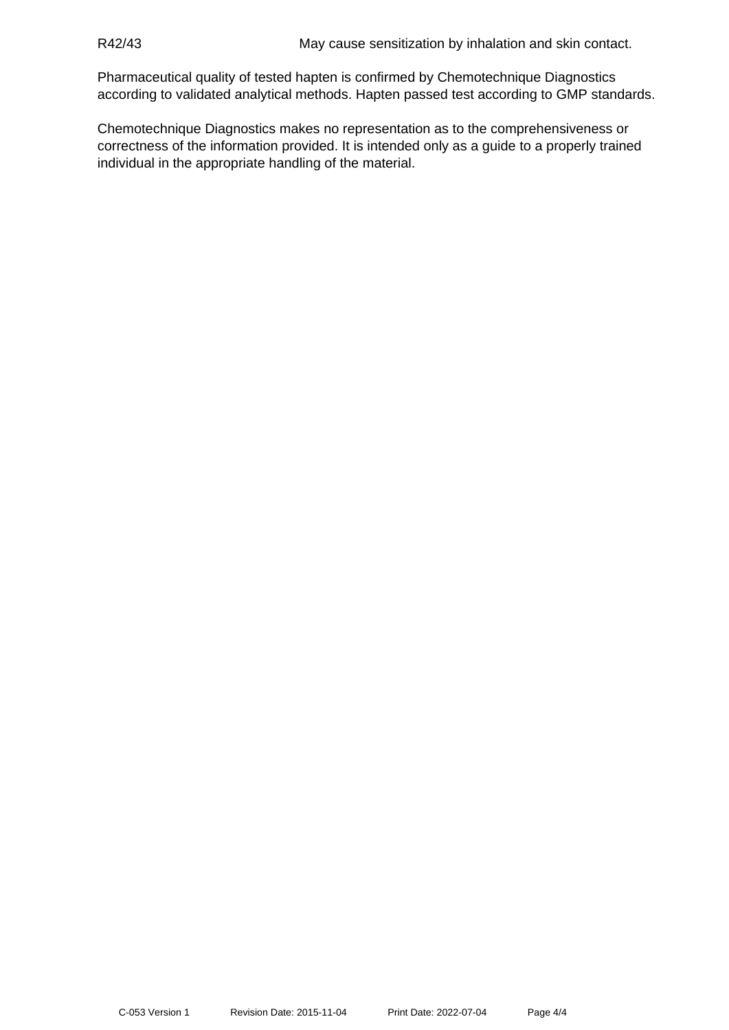| | |
|---|---|
| R42/43 | May cause sensitization by inhalation and skin contact. |

Pharmaceutical quality of tested hapten is confirmed by Chemotechnique Diagnostics according to validated analytical methods. Hapten passed test according to GMP standards.

Chemotechnique Diagnostics makes no representation as to the comprehensiveness or correctness of the information provided. It is intended only as a guide to a properly trained individual in the appropriate handling of the material.